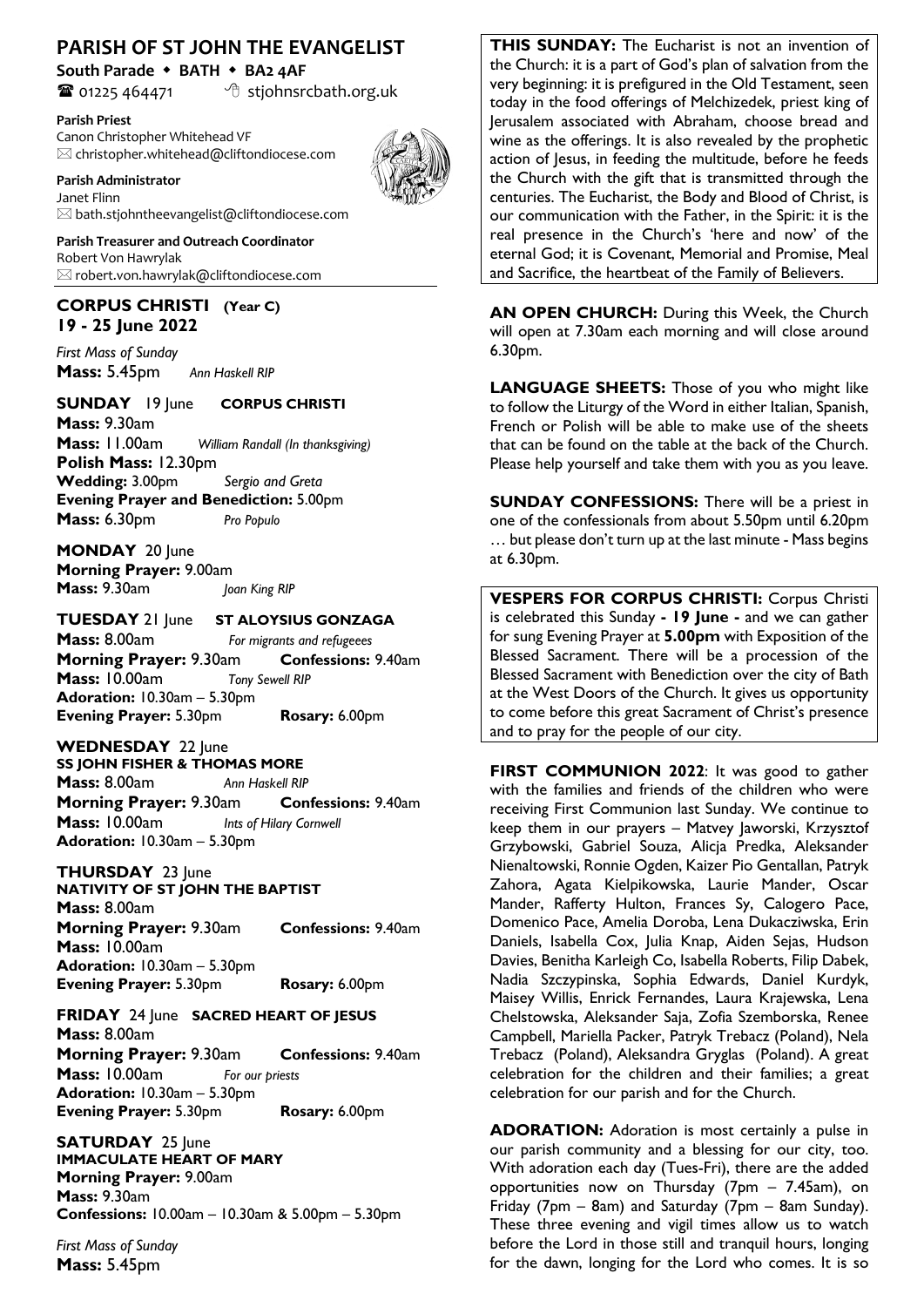# PARISH OF ST JOHN THE EVANGELIST

**South Parade ⬩ BATH ⬩ BA2 4AF**

☎ 01225 464471 stjohnsrcbath.org.uk

**Parish Priest**
Canon Christopher Whitehead VF
✉ christopher.whitehead@cliftondiocese.com

**Parish Administrator**
Janet Flinn
✉ bath.stjohntheevangelist@cliftondiocese.com

**Parish Treasurer and Outreach Coordinator**
Robert Von Hawrylak
✉ robert.von.hawrylak@cliftondiocese.com

## CORPUS CHRISTI (Year C)
## 19 - 25 June 2022

*First Mass of Sunday*
**Mass:** 5.45pm *Ann Haskell RIP*

**SUNDAY** 19 June **CORPUS CHRISTI**
**Mass:** 9.30am
**Mass:** 11.00am *William Randall (In thanksgiving)*
**Polish Mass:** 12.30pm
**Wedding:** 3.00pm *Sergio and Greta*
**Evening Prayer and Benediction:** 5.00pm
**Mass:** 6.30pm *Pro Populo*

**MONDAY** 20 June
**Morning Prayer:** 9.00am
**Mass:** 9.30am *Joan King RIP*

**TUESDAY** 21 June **ST ALOYSIUS GONZAGA**
**Mass:** 8.00am *For migrants and refugeees*
**Morning Prayer:** 9.30am **Confessions:** 9.40am
**Mass:** 10.00am *Tony Sewell RIP*
**Adoration:** 10.30am – 5.30pm
**Evening Prayer:** 5.30pm **Rosary:** 6.00pm

**WEDNESDAY** 22 June
**SS JOHN FISHER & THOMAS MORE**
**Mass:** 8.00am *Ann Haskell RIP*
**Morning Prayer:** 9.30am **Confessions:** 9.40am
**Mass:** 10.00am *Ints of Hilary Cornwell*
**Adoration:** 10.30am – 5.30pm

**THURSDAY** 23 June
**NATIVITY OF ST JOHN THE BAPTIST**
**Mass:** 8.00am
**Morning Prayer:** 9.30am **Confessions:** 9.40am
**Mass:** 10.00am
**Adoration:** 10.30am – 5.30pm
**Evening Prayer:** 5.30pm **Rosary:** 6.00pm

**FRIDAY** 24 June **SACRED HEART OF JESUS**
**Mass:** 8.00am
**Morning Prayer:** 9.30am **Confessions:** 9.40am
**Mass:** 10.00am *For our priests*
**Adoration:** 10.30am – 5.30pm
**Evening Prayer:** 5.30pm **Rosary:** 6.00pm

**SATURDAY** 25 June
**IMMACULATE HEART OF MARY**
**Morning Prayer:** 9.00am
**Mass:** 9.30am
**Confessions:** 10.00am – 10.30am & 5.00pm – 5.30pm

*First Mass of Sunday*
**Mass:** 5.45pm

**THIS SUNDAY:** The Eucharist is not an invention of the Church: it is a part of God's plan of salvation from the very beginning: it is prefigured in the Old Testament, seen today in the food offerings of Melchizedek, priest king of Jerusalem associated with Abraham, choose bread and wine as the offerings. It is also revealed by the prophetic action of Jesus, in feeding the multitude, before he feeds the Church with the gift that is transmitted through the centuries. The Eucharist, the Body and Blood of Christ, is our communication with the Father, in the Spirit: it is the real presence in the Church's 'here and now' of the eternal God; it is Covenant, Memorial and Promise, Meal and Sacrifice, the heartbeat of the Family of Believers.

**AN OPEN CHURCH:** During this Week, the Church will open at 7.30am each morning and will close around 6.30pm.

**LANGUAGE SHEETS:** Those of you who might like to follow the Liturgy of the Word in either Italian, Spanish, French or Polish will be able to make use of the sheets that can be found on the table at the back of the Church. Please help yourself and take them with you as you leave.

**SUNDAY CONFESSIONS:** There will be a priest in one of the confessionals from about 5.50pm until 6.20pm … but please don't turn up at the last minute - Mass begins at 6.30pm.

**VESPERS FOR CORPUS CHRISTI:** Corpus Christi is celebrated this Sunday **- 19 June -** and we can gather for sung Evening Prayer at **5.00pm** with Exposition of the Blessed Sacrament. There will be a procession of the Blessed Sacrament with Benediction over the city of Bath at the West Doors of the Church. It gives us opportunity to come before this great Sacrament of Christ's presence and to pray for the people of our city.

**FIRST COMMUNION 2022**: It was good to gather with the families and friends of the children who were receiving First Communion last Sunday. We continue to keep them in our prayers – Matvey Jaworski, Krzysztof Grzybowski, Gabriel Souza, Alicja Predka, Aleksander Nienaltowski, Ronnie Ogden, Kaizer Pio Gentallan, Patryk Zahora, Agata Kielpikowska, Laurie Mander, Oscar Mander, Rafferty Hulton, Frances Sy, Calogero Pace, Domenico Pace, Amelia Doroba, Lena Dukacziwska, Erin Daniels, Isabella Cox, Julia Knap, Aiden Sejas, Hudson Davies, Benitha Karleigh Co, Isabella Roberts, Filip Dabek, Nadia Szczypinska, Sophia Edwards, Daniel Kurdyk, Maisey Willis, Enrick Fernandes, Laura Krajewska, Lena Chelstowska, Aleksander Saja, Zofia Szemborska, Renee Campbell, Mariella Packer, Patryk Trebacz (Poland), Nela Trebacz (Poland), Aleksandra Gryglas (Poland). A great celebration for the children and their families; a great celebration for our parish and for the Church.

**ADORATION:** Adoration is most certainly a pulse in our parish community and a blessing for our city, too. With adoration each day (Tues-Fri), there are the added opportunities now on Thursday (7pm – 7.45am), on Friday (7pm – 8am) and Saturday (7pm – 8am Sunday). These three evening and vigil times allow us to watch before the Lord in those still and tranquil hours, longing for the dawn, longing for the Lord who comes. It is so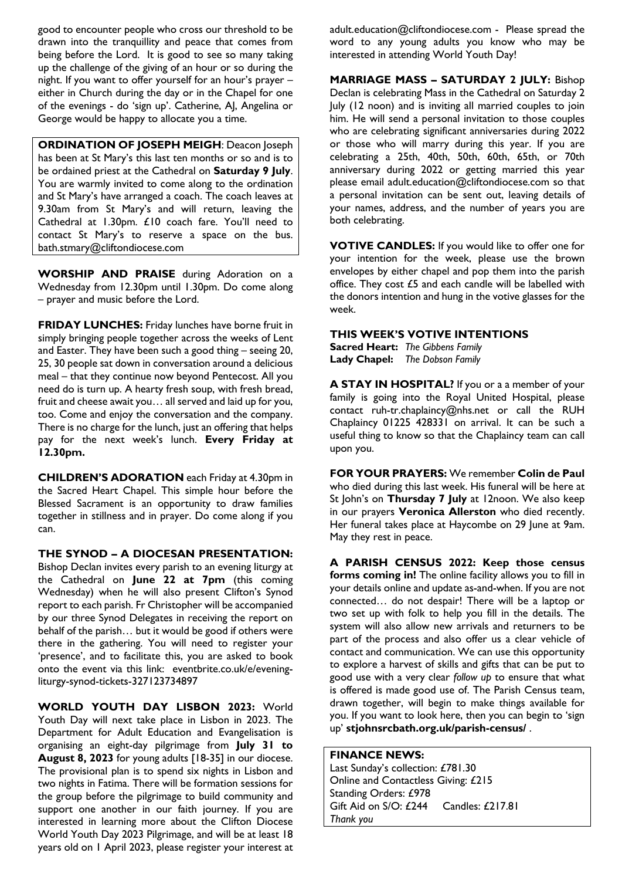good to encounter people who cross our threshold to be drawn into the tranquillity and peace that comes from being before the Lord. It is good to see so many taking up the challenge of the giving of an hour or so during the night. If you want to offer yourself for an hour's prayer – either in Church during the day or in the Chapel for one of the evenings - do 'sign up'. Catherine, AJ, Angelina or George would be happy to allocate you a time.

**ORDINATION OF JOSEPH MEIGH**: Deacon Joseph has been at St Mary's this last ten months or so and is to be ordained priest at the Cathedral on **Saturday 9 July**. You are warmly invited to come along to the ordination and St Mary's have arranged a coach. The coach leaves at 9.30am from St Mary's and will return, leaving the Cathedral at 1.30pm. £10 coach fare. You'll need to contact St Mary's to reserve a space on the bus. bath.stmary@cliftondiocese.com

**WORSHIP AND PRAISE** during Adoration on a Wednesday from 12.30pm until 1.30pm. Do come along – prayer and music before the Lord.

**FRIDAY LUNCHES:** Friday lunches have borne fruit in simply bringing people together across the weeks of Lent and Easter. They have been such a good thing – seeing 20, 25, 30 people sat down in conversation around a delicious meal – that they continue now beyond Pentecost. All you need do is turn up. A hearty fresh soup, with fresh bread, fruit and cheese await you… all served and laid up for you, too. Come and enjoy the conversation and the company. There is no charge for the lunch, just an offering that helps pay for the next week's lunch. **Every Friday at 12.30pm.**

**CHILDREN'S ADORATION** each Friday at 4.30pm in the Sacred Heart Chapel. This simple hour before the Blessed Sacrament is an opportunity to draw families together in stillness and in prayer. Do come along if you can.

**THE SYNOD – A DIOCESAN PRESENTATION:** Bishop Declan invites every parish to an evening liturgy at the Cathedral on **June 22 at 7pm** (this coming Wednesday) when he will also present Clifton's Synod report to each parish. Fr Christopher will be accompanied by our three Synod Delegates in receiving the report on behalf of the parish… but it would be good if others were there in the gathering. You will need to register your 'presence', and to facilitate this, you are asked to book onto the event via this link: eventbrite.co.uk/e/evening-liturgy-synod-tickets-327123734897

**WORLD YOUTH DAY LISBON 2023:** World Youth Day will next take place in Lisbon in 2023. The Department for Adult Education and Evangelisation is organising an eight-day pilgrimage from **July 31 to August 8, 2023** for young adults [18-35] in our diocese. The provisional plan is to spend six nights in Lisbon and two nights in Fatima. There will be formation sessions for the group before the pilgrimage to build community and support one another in our faith journey. If you are interested in learning more about the Clifton Diocese World Youth Day 2023 Pilgrimage, and will be at least 18 years old on 1 April 2023, please register your interest at adult.education@cliftondiocese.com - Please spread the word to any young adults you know who may be interested in attending World Youth Day!

**MARRIAGE MASS – SATURDAY 2 JULY:** Bishop Declan is celebrating Mass in the Cathedral on Saturday 2 July (12 noon) and is inviting all married couples to join him. He will send a personal invitation to those couples who are celebrating significant anniversaries during 2022 or those who will marry during this year. If you are celebrating a 25th, 40th, 50th, 60th, 65th, or 70th anniversary during 2022 or getting married this year please email adult.education@cliftondiocese.com so that a personal invitation can be sent out, leaving details of your names, address, and the number of years you are both celebrating.

**VOTIVE CANDLES:** If you would like to offer one for your intention for the week, please use the brown envelopes by either chapel and pop them into the parish office. They cost £5 and each candle will be labelled with the donors intention and hung in the votive glasses for the week.

**THIS WEEK'S VOTIVE INTENTIONS**
**Sacred Heart:** *The Gibbens Family*
**Lady Chapel:** *The Dobson Family*

**A STAY IN HOSPITAL?** If you or a a member of your family is going into the Royal United Hospital, please contact ruh-tr.chaplaincy@nhs.net or call the RUH Chaplaincy 01225 428331 on arrival. It can be such a useful thing to know so that the Chaplaincy team can call upon you.

**FOR YOUR PRAYERS:** We remember **Colin de Paul** who died during this last week. His funeral will be here at St John's on **Thursday 7 July** at 12noon. We also keep in our prayers **Veronica Allerston** who died recently. Her funeral takes place at Haycombe on 29 June at 9am. May they rest in peace.

**A PARISH CENSUS 2022: Keep those census forms coming in!** The online facility allows you to fill in your details online and update as-and-when. If you are not connected… do not despair! There will be a laptop or two set up with folk to help you fill in the details. The system will also allow new arrivals and returners to be part of the process and also offer us a clear vehicle of contact and communication. We can use this opportunity to explore a harvest of skills and gifts that can be put to good use with a very clear *follow up* to ensure that what is offered is made good use of. The Parish Census team, drawn together, will begin to make things available for you. If you want to look here, then you can begin to 'sign up' **stjohnsrcbath.org.uk/parish-census/** .

**FINANCE NEWS:**
Last Sunday's collection: £781.30
Online and Contactless Giving: £215
Standing Orders: £978
Gift Aid on S/O: £244 Candles: £217.81
*Thank you*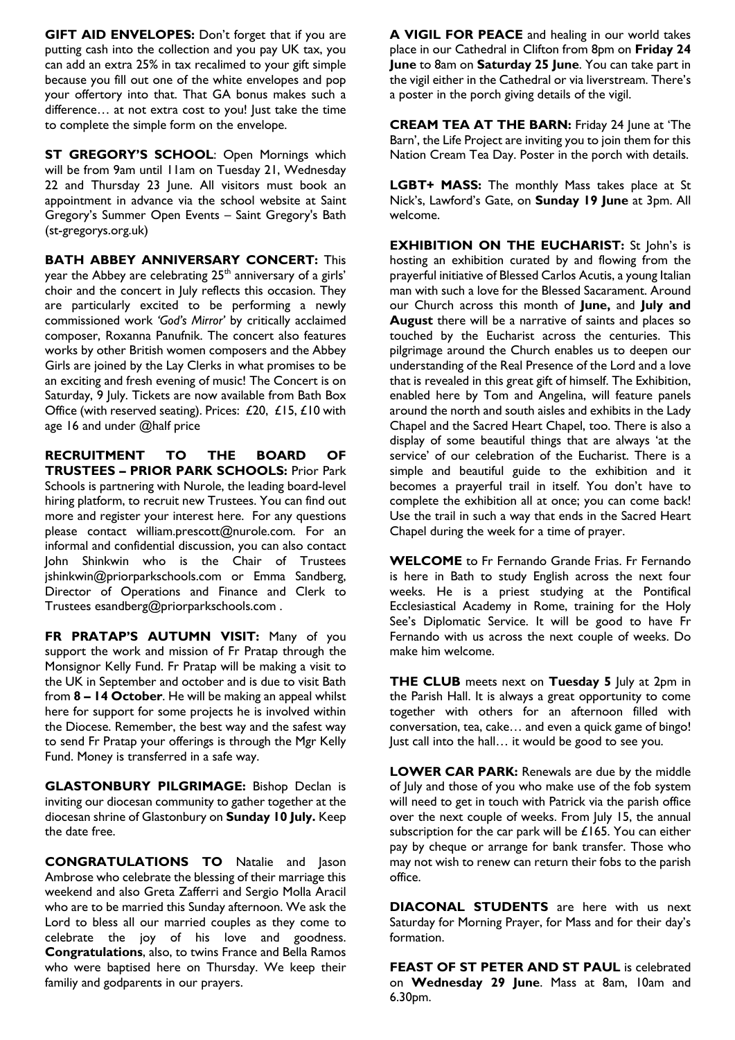**GIFT AID ENVELOPES:** Don't forget that if you are putting cash into the collection and you pay UK tax, you can add an extra 25% in tax recalimed to your gift simple because you fill out one of the white envelopes and pop your offertory into that. That GA bonus makes such a difference… at not extra cost to you! Just take the time to complete the simple form on the envelope.

**ST GREGORY'S SCHOOL**: Open Mornings which will be from 9am until 11am on Tuesday 21, Wednesday 22 and Thursday 23 June. All visitors must book an appointment in advance via the school website at Saint Gregory's Summer Open Events – Saint Gregory's Bath (st-gregorys.org.uk)

**BATH ABBEY ANNIVERSARY CONCERT:** This year the Abbey are celebrating 25th anniversary of a girls' choir and the concert in July reflects this occasion. They are particularly excited to be performing a newly commissioned work *'God's Mirror'* by critically acclaimed composer, Roxanna Panufnik. The concert also features works by other British women composers and the Abbey Girls are joined by the Lay Clerks in what promises to be an exciting and fresh evening of music! The Concert is on Saturday, 9 July. Tickets are now available from Bath Box Office (with reserved seating). Prices: £20, £15, £10 with age 16 and under @half price

**RECRUITMENT TO THE BOARD OF TRUSTEES – PRIOR PARK SCHOOLS:** Prior Park Schools is partnering with Nurole, the leading board-level hiring platform, to recruit new Trustees. You can find out more and register your interest here. For any questions please contact william.prescott@nurole.com. For an informal and confidential discussion, you can also contact John Shinkwin who is the Chair of Trustees jshinkwin@priorparkschools.com or Emma Sandberg, Director of Operations and Finance and Clerk to Trustees esandberg@priorparkschools.com .

**FR PRATAP'S AUTUMN VISIT:** Many of you support the work and mission of Fr Pratap through the Monsignor Kelly Fund. Fr Pratap will be making a visit to the UK in September and october and is due to visit Bath from **8 – 14 October**. He will be making an appeal whilst here for support for some projects he is involved within the Diocese. Remember, the best way and the safest way to send Fr Pratap your offerings is through the Mgr Kelly Fund. Money is transferred in a safe way.

**GLASTONBURY PILGRIMAGE:** Bishop Declan is inviting our diocesan community to gather together at the diocesan shrine of Glastonbury on **Sunday 10 July.** Keep the date free.

**CONGRATULATIONS TO** Natalie and Jason Ambrose who celebrate the blessing of their marriage this weekend and also Greta Zafferri and Sergio Molla Aracil who are to be married this Sunday afternoon. We ask the Lord to bless all our married couples as they come to celebrate the joy of his love and goodness. **Congratulations**, also, to twins France and Bella Ramos who were baptised here on Thursday. We keep their familiy and godparents in our prayers.

**A VIGIL FOR PEACE** and healing in our world takes place in our Cathedral in Clifton from 8pm on **Friday 24 June** to 8am on **Saturday 25 June**. You can take part in the vigil either in the Cathedral or via liverstream. There's a poster in the porch giving details of the vigil.

**CREAM TEA AT THE BARN:** Friday 24 June at 'The Barn', the Life Project are inviting you to join them for this Nation Cream Tea Day. Poster in the porch with details.

**LGBT+ MASS:** The monthly Mass takes place at St Nick's, Lawford's Gate, on **Sunday 19 June** at 3pm. All welcome.

**EXHIBITION ON THE EUCHARIST:** St John's is hosting an exhibition curated by and flowing from the prayerful initiative of Blessed Carlos Acutis, a young Italian man with such a love for the Blessed Sacarament. Around our Church across this month of **June,** and **July and August** there will be a narrative of saints and places so touched by the Eucharist across the centuries. This pilgrimage around the Church enables us to deepen our understanding of the Real Presence of the Lord and a love that is revealed in this great gift of himself. The Exhibition, enabled here by Tom and Angelina, will feature panels around the north and south aisles and exhibits in the Lady Chapel and the Sacred Heart Chapel, too. There is also a display of some beautiful things that are always 'at the service' of our celebration of the Eucharist. There is a simple and beautiful guide to the exhibition and it becomes a prayerful trail in itself. You don't have to complete the exhibition all at once; you can come back! Use the trail in such a way that ends in the Sacred Heart Chapel during the week for a time of prayer.

**WELCOME** to Fr Fernando Grande Frias. Fr Fernando is here in Bath to study English across the next four weeks. He is a priest studying at the Pontifical Ecclesiastical Academy in Rome, training for the Holy See's Diplomatic Service. It will be good to have Fr Fernando with us across the next couple of weeks. Do make him welcome.

**THE CLUB** meets next on **Tuesday 5** July at 2pm in the Parish Hall. It is always a great opportunity to come together with others for an afternoon filled with conversation, tea, cake… and even a quick game of bingo! Just call into the hall… it would be good to see you.

**LOWER CAR PARK:** Renewals are due by the middle of July and those of you who make use of the fob system will need to get in touch with Patrick via the parish office over the next couple of weeks. From July 15, the annual subscription for the car park will be £165. You can either pay by cheque or arrange for bank transfer. Those who may not wish to renew can return their fobs to the parish office.

**DIACONAL STUDENTS** are here with us next Saturday for Morning Prayer, for Mass and for their day's formation.

**FEAST OF ST PETER AND ST PAUL** is celebrated on **Wednesday 29 June**. Mass at 8am, 10am and 6.30pm.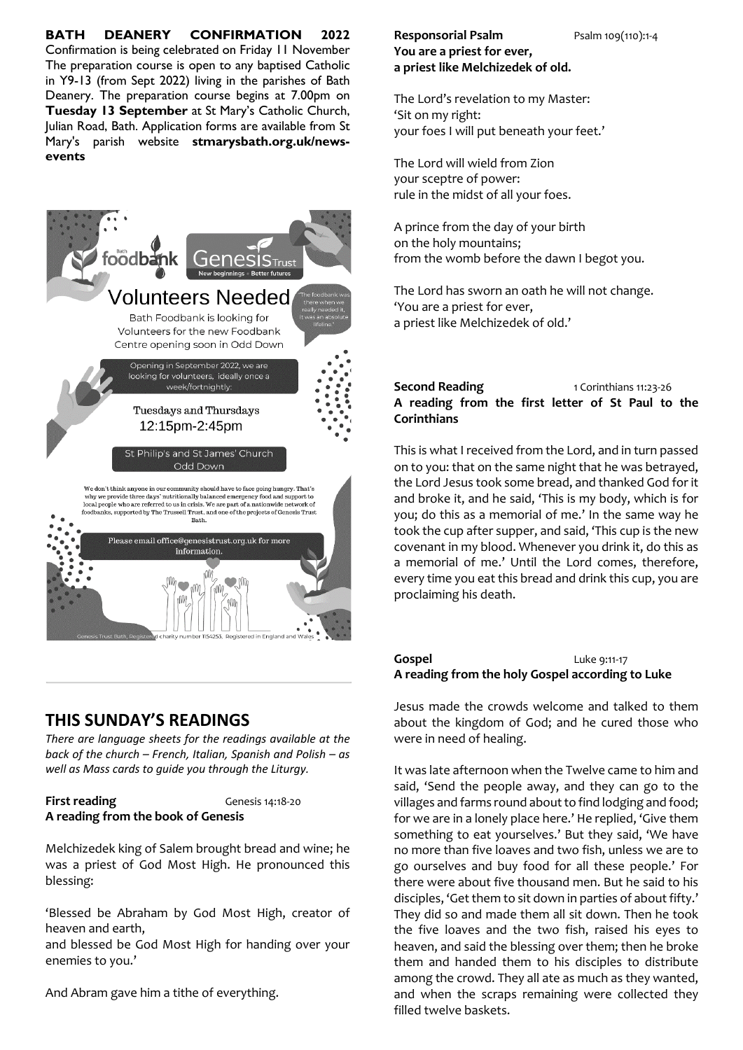**BATH DEANERY CONFIRMATION 2022**
Confirmation is being celebrated on Friday 11 November The preparation course is open to any baptised Catholic in Y9-13 (from Sept 2022) living in the parishes of Bath Deanery. The preparation course begins at 7.00pm on **Tuesday 13 September** at St Mary's Catholic Church, Julian Road, Bath. Application forms are available from St Mary's parish website **stmarysbath.org.uk/news-events**

Bath foodbank

Genesis Trust
New beginnings • Better futures

Volunteers Needed

Bath Foodbank is looking for Volunteers for the new Foodbank Centre opening soon in Odd Down

"The foodbank was there when we really needed it, it was an absolute lifeline."

Opening in September 2022, we are looking for volunteers, ideally once a week/fortnightly:

Tuesdays and Thursdays
12:15pm-2:45pm

St Philip's and St James' Church
Odd Down

We don't think anyone in our community should have to face going hungry. That's why we provide three days' nutritionally balanced emergency food and support to local people who are referred to us in crisis. We are part of a nationwide network of foodbanks, supported by The Trussell Trust, and one of the projects of Genesis Trust Bath.

Please email office@genesistrust.org.uk for more information.

Genesis Trust Bath, Registered charity number 1154253. Registered in England and Wales

## THIS SUNDAY'S READINGS

*There are language sheets for the readings available at the back of the church – French, Italian, Spanish and Polish – as well as Mass cards to guide you through the Liturgy.*

**First reading** Genesis 14:18-20
**A reading from the book of Genesis**

Melchizedek king of Salem brought bread and wine; he was a priest of God Most High. He pronounced this blessing:

'Blessed be Abraham by God Most High, creator of heaven and earth,
and blessed be God Most High for handing over your enemies to you.'

And Abram gave him a tithe of everything.

**Responsorial Psalm** Psalm 109(110):1-4
**You are a priest for ever,**
**a priest like Melchizedek of old.**

The Lord's revelation to my Master:
'Sit on my right:
your foes I will put beneath your feet.'

The Lord will wield from Zion
your sceptre of power:
rule in the midst of all your foes.

A prince from the day of your birth
on the holy mountains;
from the womb before the dawn I begot you.

The Lord has sworn an oath he will not change.
'You are a priest for ever,
a priest like Melchizedek of old.'

**Second Reading** 1 Corinthians 11:23-26
**A reading from the first letter of St Paul to the Corinthians**

This is what I received from the Lord, and in turn passed on to you: that on the same night that he was betrayed, the Lord Jesus took some bread, and thanked God for it and broke it, and he said, 'This is my body, which is for you; do this as a memorial of me.' In the same way he took the cup after supper, and said, 'This cup is the new covenant in my blood. Whenever you drink it, do this as a memorial of me.' Until the Lord comes, therefore, every time you eat this bread and drink this cup, you are proclaiming his death.

**Gospel** Luke 9:11-17
**A reading from the holy Gospel according to Luke**

Jesus made the crowds welcome and talked to them about the kingdom of God; and he cured those who were in need of healing.

It was late afternoon when the Twelve came to him and said, 'Send the people away, and they can go to the villages and farms round about to find lodging and food; for we are in a lonely place here.' He replied, 'Give them something to eat yourselves.' But they said, 'We have no more than five loaves and two fish, unless we are to go ourselves and buy food for all these people.' For there were about five thousand men. But he said to his disciples, 'Get them to sit down in parties of about fifty.' They did so and made them all sit down. Then he took the five loaves and the two fish, raised his eyes to heaven, and said the blessing over them; then he broke them and handed them to his disciples to distribute among the crowd. They all ate as much as they wanted, and when the scraps remaining were collected they filled twelve baskets.